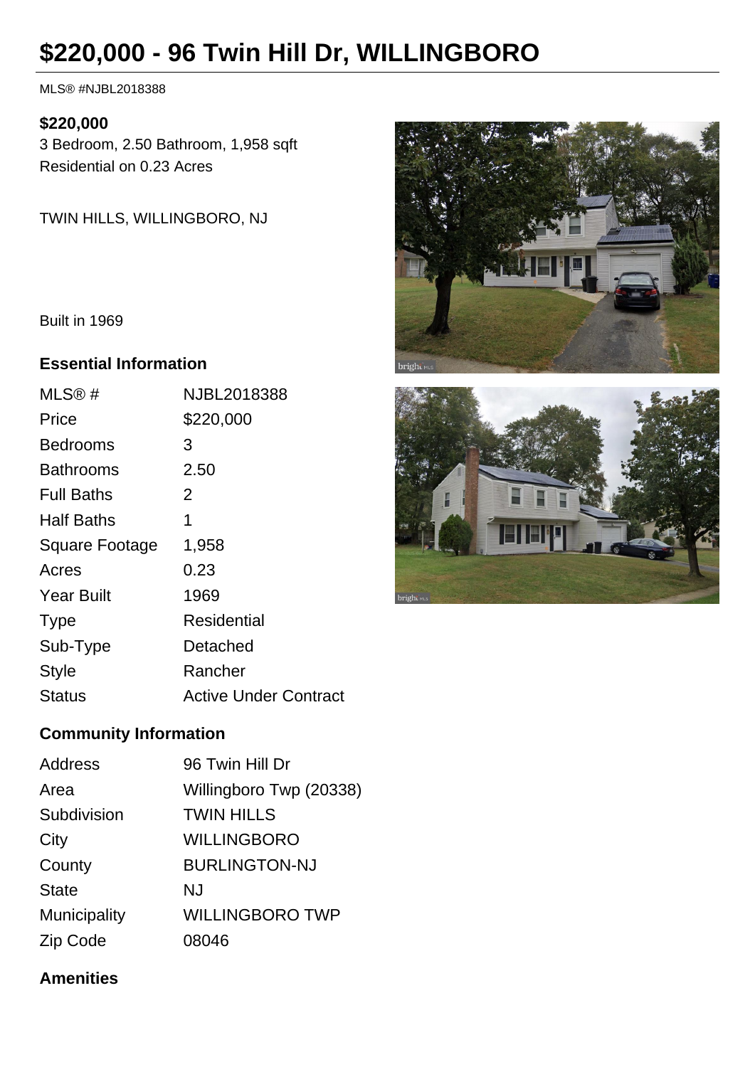# $220,000 - 96 Twin Hill Dr, WILLINGBORO

MLS® #NJBL2018388

**$220,000**

3 Bedroom, 2.50 Bathroom, 1,958 sqft

Residential on 0.23 Acres

TWIN HILLS, WILLINGBORO, NJ

Built in 1969

## Essential Information

| | |
|---|---|
| MLS® # | NJBL2018388 |
| Price | $220,000 |
| Bedrooms | 3 |
| Bathrooms | 2.50 |
| Full Baths | 2 |
| Half Baths | 1 |
| Square Footage | 1,958 |
| Acres | 0.23 |
| Year Built | 1969 |
| Type | Residential |
| Sub-Type | Detached |
| Style | Rancher |
| Status | Active Under Contract |

## Community Information

| | |
|---|---|
| Address | 96 Twin Hill Dr |
| Area | Willingboro Twp (20338) |
| Subdivision | TWIN HILLS |
| City | WILLINGBORO |
| County | BURLINGTON-NJ |
| State | NJ |
| Municipality | WILLINGBORO TWP |
| Zip Code | 08046 |

## Amenities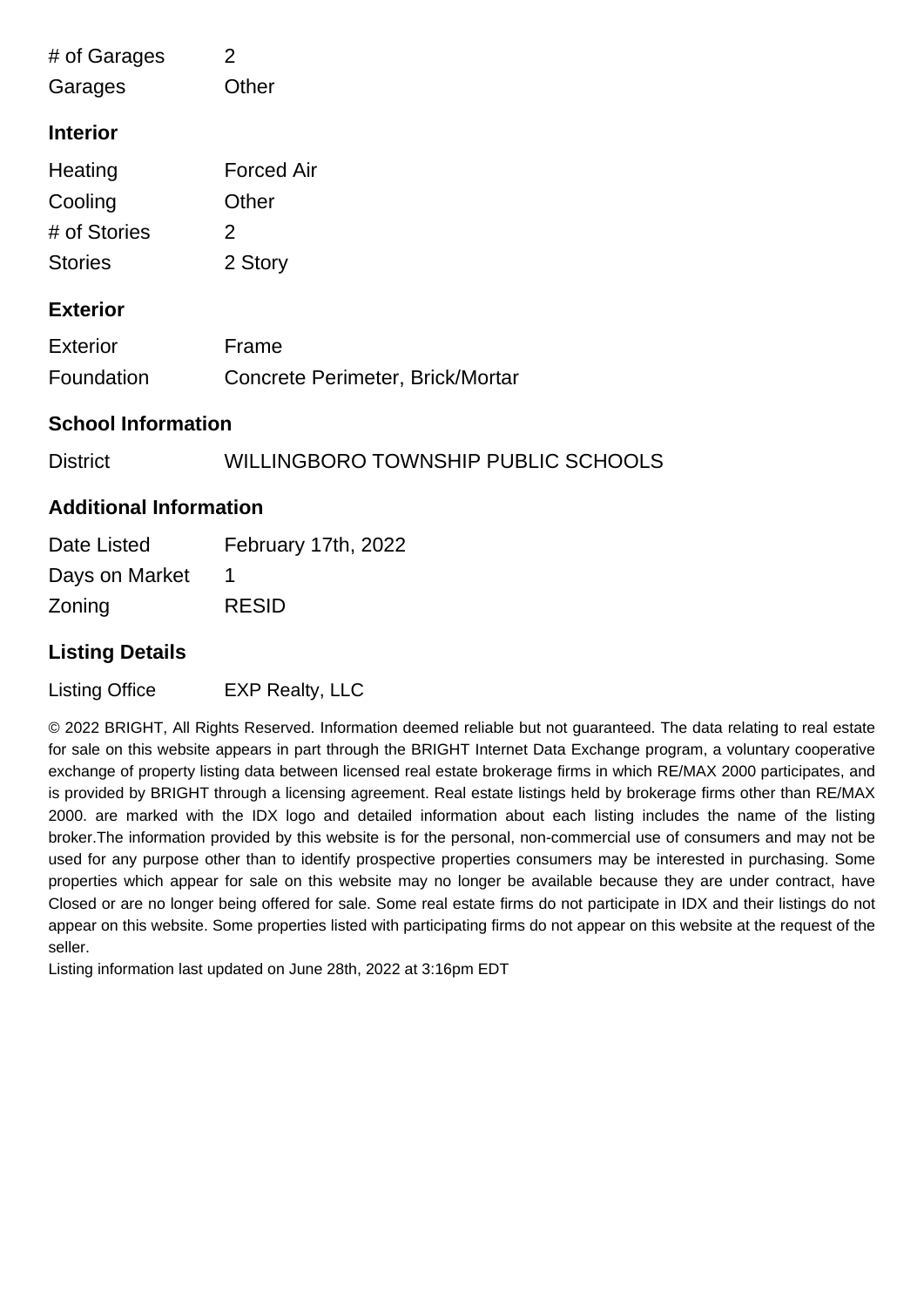| | |
|---|---|
| # of Garages | 2 |
| Garages | Other |

## Interior

| | |
|---|---|
| Heating | Forced Air |
| Cooling | Other |
| # of Stories | 2 |
| Stories | 2 Story |

## Exterior

| | |
|---|---|
| Exterior | Frame |
| Foundation | Concrete Perimeter, Brick/Mortar |

## School Information

| | |
|---|---|
| District | WILLINGBORO TOWNSHIP PUBLIC SCHOOLS |

## Additional Information

| | |
|---|---|
| Date Listed | February 17th, 2022 |
| Days on Market | 1 |
| Zoning | RESID |

## Listing Details

| | |
|---|---|
| Listing Office | EXP Realty, LLC |

© 2022 BRIGHT, All Rights Reserved. Information deemed reliable but not guaranteed. The data relating to real estate for sale on this website appears in part through the BRIGHT Internet Data Exchange program, a voluntary cooperative exchange of property listing data between licensed real estate brokerage firms in which RE/MAX 2000 participates, and is provided by BRIGHT through a licensing agreement. Real estate listings held by brokerage firms other than RE/MAX 2000. are marked with the IDX logo and detailed information about each listing includes the name of the listing broker.The information provided by this website is for the personal, non-commercial use of consumers and may not be used for any purpose other than to identify prospective properties consumers may be interested in purchasing. Some properties which appear for sale on this website may no longer be available because they are under contract, have Closed or are no longer being offered for sale. Some real estate firms do not participate in IDX and their listings do not appear on this website. Some properties listed with participating firms do not appear on this website at the request of the seller.

Listing information last updated on June 28th, 2022 at 3:16pm EDT